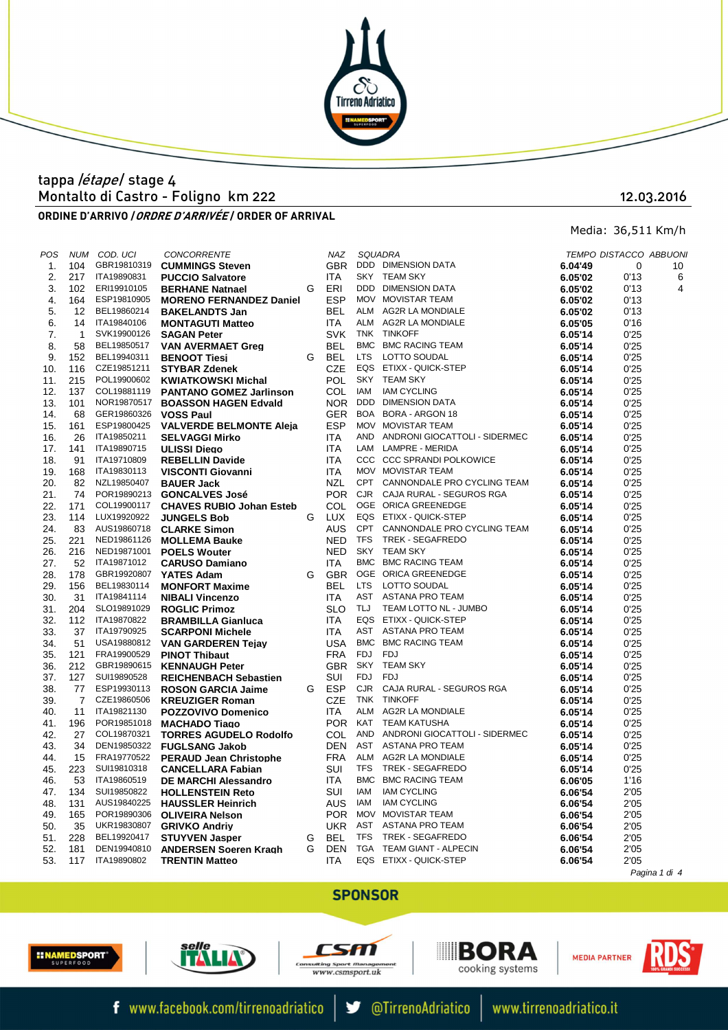tappa */étape/* stage 4

Montalto di Castro - Foligno km 222

12.03.2016

**ORDINE D'ARRIVO / *ORDRE D'ARRIVÉE* / ORDER OF ARRIVAL**

Media: 36,511 Km/h

| POS | NUM | COD. UCI | CONCORRENTE | | NAZ | SQUADRA | | TEMPO | DISTACCO | ABBUONI |
|---|---|---|---|---|---|---|---|---|---|---|
| 1. | 104 | GBR19810319 | **CUMMINGS Steven** | | GBR | DDD | DIMENSION DATA | **6.04'49** | 0 | 10 |
| 2. | 217 | ITA19890831 | **PUCCIO Salvatore** | | ITA | SKY | TEAM SKY | **6.05'02** | 0'13 | 6 |
| 3. | 102 | ERI19910105 | **BERHANE Natnael** | G | ERI | DDD | DIMENSION DATA | **6.05'02** | 0'13 | 4 |
| 4. | 164 | ESP19810905 | **MORENO FERNANDEZ Daniel** | | ESP | MOV | MOVISTAR TEAM | **6.05'02** | 0'13 | |
| 5. | 12 | BEL19860214 | **BAKELANDTS Jan** | | BEL | ALM | AG2R LA MONDIALE | **6.05'02** | 0'13 | |
| 6. | 14 | ITA19840106 | **MONTAGUTI Matteo** | | ITA | ALM | AG2R LA MONDIALE | **6.05'05** | 0'16 | |
| 7. | 1 | SVK19900126 | **SAGAN Peter** | | SVK | TNK | TINKOFF | **6.05'14** | 0'25 | |
| 8. | 58 | BEL19850517 | **VAN AVERMAET Greg** | | BEL | BMC | BMC RACING TEAM | **6.05'14** | 0'25 | |
| 9. | 152 | BEL19940311 | **BENOOT Tiesj** | G | BEL | LTS | LOTTO SOUDAL | **6.05'14** | 0'25 | |
| 10. | 116 | CZE19851211 | **STYBAR Zdenek** | | CZE | EQS | ETIXX - QUICK-STEP | **6.05'14** | 0'25 | |
| 11. | 215 | POL19900602 | **KWIATKOWSKI Michal** | | POL | SKY | TEAM SKY | **6.05'14** | 0'25 | |
| 12. | 137 | COL19881119 | **PANTANO GOMEZ Jarlinson** | | COL | IAM | IAM CYCLING | **6.05'14** | 0'25 | |
| 13. | 101 | NOR19870517 | **BOASSON HAGEN Edvald** | | NOR | DDD | DIMENSION DATA | **6.05'14** | 0'25 | |
| 14. | 68 | GER19860326 | **VOSS Paul** | | GER | BOA | BORA - ARGON 18 | **6.05'14** | 0'25 | |
| 15. | 161 | ESP19800425 | **VALVERDE BELMONTE Aleja** | | ESP | MOV | MOVISTAR TEAM | **6.05'14** | 0'25 | |
| 16. | 26 | ITA19850211 | **SELVAGGI Mirko** | | ITA | AND | ANDRONI GIOCATTOLI - SIDERMEC | **6.05'14** | 0'25 | |
| 17. | 141 | ITA19890715 | **ULISSI Diego** | | ITA | LAM | LAMPRE - MERIDA | **6.05'14** | 0'25 | |
| 18. | 91 | ITA19710809 | **REBELLIN Davide** | | ITA | CCC | CCC SPRANDI POLKOWICE | **6.05'14** | 0'25 | |
| 19. | 168 | ITA19830113 | **VISCONTI Giovanni** | | ITA | MOV | MOVISTAR TEAM | **6.05'14** | 0'25 | |
| 20. | 82 | NZL19850407 | **BAUER Jack** | | NZL | CPT | CANNONDALE PRO CYCLING TEAM | **6.05'14** | 0'25 | |
| 21. | 74 | POR19890213 | **GONCALVES José** | | POR | CJR | CAJA RURAL - SEGUROS RGA | **6.05'14** | 0'25 | |
| 22. | 171 | COL19900117 | **CHAVES RUBIO Johan Esteb** | | COL | OGE | ORICA GREENEDGE | **6.05'14** | 0'25 | |
| 23. | 114 | LUX19920922 | **JUNGELS Bob** | G | LUX | EQS | ETIXX - QUICK-STEP | **6.05'14** | 0'25 | |
| 24. | 83 | AUS19860718 | **CLARKE Simon** | | AUS | CPT | CANNONDALE PRO CYCLING TEAM | **6.05'14** | 0'25 | |
| 25. | 221 | NED19861126 | **MOLLEMA Bauke** | | NED | TFS | TREK - SEGAFREDO | **6.05'14** | 0'25 | |
| 26. | 216 | NED19871001 | **POELS Wouter** | | NED | SKY | TEAM SKY | **6.05'14** | 0'25 | |
| 27. | 52 | ITA19871012 | **CARUSO Damiano** | | ITA | BMC | BMC RACING TEAM | **6.05'14** | 0'25 | |
| 28. | 178 | GBR19920807 | **YATES Adam** | G | GBR | OGE | ORICA GREENEDGE | **6.05'14** | 0'25 | |
| 29. | 156 | BEL19830114 | **MONFORT Maxime** | | BEL | LTS | LOTTO SOUDAL | **6.05'14** | 0'25 | |
| 30. | 31 | ITA19841114 | **NIBALI Vincenzo** | | ITA | AST | ASTANA PRO TEAM | **6.05'14** | 0'25 | |
| 31. | 204 | SLO19891029 | **ROGLIC Primoz** | | SLO | TLJ | TEAM LOTTO NL - JUMBO | **6.05'14** | 0'25 | |
| 32. | 112 | ITA19870822 | **BRAMBILLA Gianluca** | | ITA | EQS | ETIXX - QUICK-STEP | **6.05'14** | 0'25 | |
| 33. | 37 | ITA19790925 | **SCARPONI Michele** | | ITA | AST | ASTANA PRO TEAM | **6.05'14** | 0'25 | |
| 34. | 51 | USA19880812 | **VAN GARDEREN Tejay** | | USA | BMC | BMC RACING TEAM | **6.05'14** | 0'25 | |
| 35. | 121 | FRA19900529 | **PINOT Thibaut** | | FRA | FDJ | FDJ | **6.05'14** | 0'25 | |
| 36. | 212 | GBR19890615 | **KENNAUGH Peter** | | GBR | SKY | TEAM SKY | **6.05'14** | 0'25 | |
| 37. | 127 | SUI19890528 | **REICHENBACH Sebastien** | | SUI | FDJ | FDJ | **6.05'14** | 0'25 | |
| 38. | 77 | ESP19930113 | **ROSON GARCIA Jaime** | G | ESP | CJR | CAJA RURAL - SEGUROS RGA | **6.05'14** | 0'25 | |
| 39. | 7 | CZE19860506 | **KREUZIGER Roman** | | CZE | TNK | TINKOFF | **6.05'14** | 0'25 | |
| 40. | 11 | ITA19821130 | **POZZOVIVO Domenico** | | ITA | ALM | AG2R LA MONDIALE | **6.05'14** | 0'25 | |
| 41. | 196 | POR19851018 | **MACHADO Tiago** | | POR | KAT | TEAM KATUSHA | **6.05'14** | 0'25 | |
| 42. | 27 | COL19870321 | **TORRES AGUDELO Rodolfo** | | COL | AND | ANDRONI GIOCATTOLI - SIDERMEC | **6.05'14** | 0'25 | |
| 43. | 34 | DEN19850322 | **FUGLSANG Jakob** | | DEN | AST | ASTANA PRO TEAM | **6.05'14** | 0'25 | |
| 44. | 15 | FRA19770522 | **PERAUD Jean Christophe** | | FRA | ALM | AG2R LA MONDIALE | **6.05'14** | 0'25 | |
| 45. | 223 | SUI19810318 | **CANCELLARA Fabian** | | SUI | TFS | TREK - SEGAFREDO | **6.05'14** | 0'25 | |
| 46. | 53 | ITA19860519 | **DE MARCHI Alessandro** | | ITA | BMC | BMC RACING TEAM | **6.06'05** | 1'16 | |
| 47. | 134 | SUI19850822 | **HOLLENSTEIN Reto** | | SUI | IAM | IAM CYCLING | **6.06'54** | 2'05 | |
| 48. | 131 | AUS19840225 | **HAUSSLER Heinrich** | | AUS | IAM | IAM CYCLING | **6.06'54** | 2'05 | |
| 49. | 165 | POR19890306 | **OLIVEIRA Nelson** | | POR | MOV | MOVISTAR TEAM | **6.06'54** | 2'05 | |
| 50. | 35 | UKR19830807 | **GRIVKO Andriy** | | UKR | AST | ASTANA PRO TEAM | **6.06'54** | 2'05 | |
| 51. | 228 | BEL19920417 | **STUYVEN Jasper** | G | BEL | TFS | TREK - SEGAFREDO | **6.06'54** | 2'05 | |
| 52. | 181 | DEN19940810 | **ANDERSEN Soeren Kragh** | G | DEN | TGA | TEAM GIANT - ALPECIN | **6.06'54** | 2'05 | |
| 53. | 117 | ITA19890802 | **TRENTIN Matteo** | | ITA | EQS | ETIXX - QUICK-STEP | **6.06'54** | 2'05 | |

**SPONSOR**

MEDIA PARTNER

www.facebook.com/tirrenoadriatico | @TirrenoAdriatico | www.tirrenoadriatico.it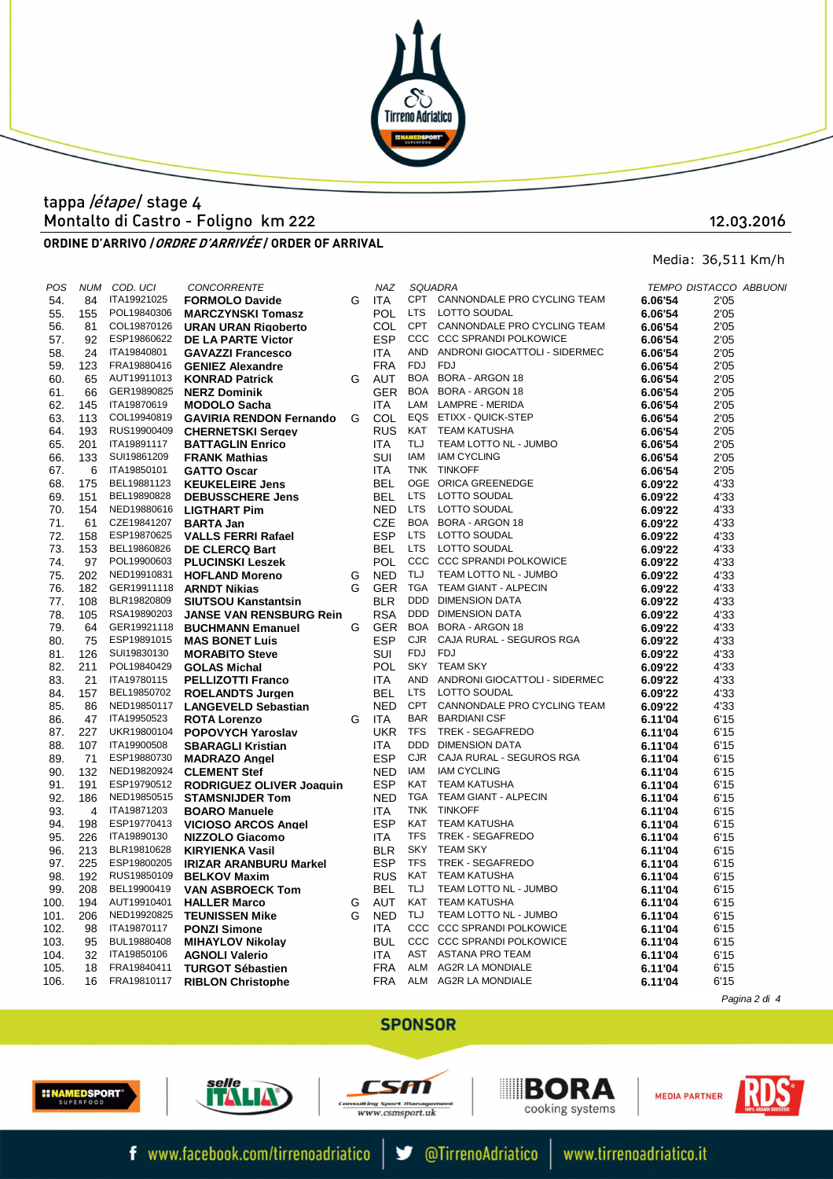tappa */étape/* stage 4

Montalto di Castro - Foligno km 222

12.03.2016

## ORDINE D'ARRIVO / *ORDRE D'ARRIVÉE* / ORDER OF ARRIVAL

Media: 36,511 Km/h

| POS | NUM | COD. UCI | CONCORRENTE | | NAZ | SQUADRA | | TEMPO | DISTACCO | ABBUONI |
|---|---|---|---|---|---|---|---|---|---|---|
| 54. | 84 | ITA19921025 | **FORMOLO Davide** | G | ITA | CPT | CANNONDALE PRO CYCLING TEAM | **6.06'54** | 2'05 | |
| 55. | 155 | POL19840306 | **MARCZYNSKI Tomasz** | | POL | LTS | LOTTO SOUDAL | **6.06'54** | 2'05 | |
| 56. | 81 | COL19870126 | **URAN URAN Rigoberto** | | COL | CPT | CANNONDALE PRO CYCLING TEAM | **6.06'54** | 2'05 | |
| 57. | 92 | ESP19860622 | **DE LA PARTE Victor** | | ESP | CCC | CCC SPRANDI POLKOWICE | **6.06'54** | 2'05 | |
| 58. | 24 | ITA19840801 | **GAVAZZI Francesco** | | ITA | AND | ANDRONI GIOCATTOLI - SIDERMEC | **6.06'54** | 2'05 | |
| 59. | 123 | FRA19880416 | **GENIEZ Alexandre** | | FRA | FDJ | FDJ | **6.06'54** | 2'05 | |
| 60. | 65 | AUT19911013 | **KONRAD Patrick** | G | AUT | BOA | BORA - ARGON 18 | **6.06'54** | 2'05 | |
| 61. | 66 | GER19890825 | **NERZ Dominik** | | GER | BOA | BORA - ARGON 18 | **6.06'54** | 2'05 | |
| 62. | 145 | ITA19870619 | **MODOLO Sacha** | | ITA | LAM | LAMPRE - MERIDA | **6.06'54** | 2'05 | |
| 63. | 113 | COL19940819 | **GAVIRIA RENDON Fernando** | G | COL | EQS | ETIXX - QUICK-STEP | **6.06'54** | 2'05 | |
| 64. | 193 | RUS19900409 | **CHERNETSKI Sergey** | | RUS | KAT | TEAM KATUSHA | **6.06'54** | 2'05 | |
| 65. | 201 | ITA19891117 | **BATTAGLIN Enrico** | | ITA | TLJ | TEAM LOTTO NL - JUMBO | **6.06'54** | 2'05 | |
| 66. | 133 | SUI19861209 | **FRANK Mathias** | | SUI | IAM | IAM CYCLING | **6.06'54** | 2'05 | |
| 67. | 6 | ITA19850101 | **GATTO Oscar** | | ITA | TNK | TINKOFF | **6.06'54** | 2'05 | |
| 68. | 175 | BEL19881123 | **KEUKELEIRE Jens** | | BEL | OGE | ORICA GREENEDGE | **6.09'22** | 4'33 | |
| 69. | 151 | BEL19890828 | **DEBUSSCHERE Jens** | | BEL | LTS | LOTTO SOUDAL | **6.09'22** | 4'33 | |
| 70. | 154 | NED19880616 | **LIGTHART Pim** | | NED | LTS | LOTTO SOUDAL | **6.09'22** | 4'33 | |
| 71. | 61 | CZE19841207 | **BARTA Jan** | | CZE | BOA | BORA - ARGON 18 | **6.09'22** | 4'33 | |
| 72. | 158 | ESP19870625 | **VALLS FERRI Rafael** | | ESP | LTS | LOTTO SOUDAL | **6.09'22** | 4'33 | |
| 73. | 153 | BEL19860826 | **DE CLERCQ Bart** | | BEL | LTS | LOTTO SOUDAL | **6.09'22** | 4'33 | |
| 74. | 97 | POL19900603 | **PLUCINSKI Leszek** | | POL | CCC | CCC SPRANDI POLKOWICE | **6.09'22** | 4'33 | |
| 75. | 202 | NED19910831 | **HOFLAND Moreno** | G | NED | TLJ | TEAM LOTTO NL - JUMBO | **6.09'22** | 4'33 | |
| 76. | 182 | GER19911118 | **ARNDT Nikias** | G | GER | TGA | TEAM GIANT - ALPECIN | **6.09'22** | 4'33 | |
| 77. | 108 | BLR19820809 | **SIUTSOU Kanstantsin** | | BLR | DDD | DIMENSION DATA | **6.09'22** | 4'33 | |
| 78. | 105 | RSA19890203 | **JANSE VAN RENSBURG Rein** | | RSA | DDD | DIMENSION DATA | **6.09'22** | 4'33 | |
| 79. | 64 | GER19921118 | **BUCHMANN Emanuel** | G | GER | BOA | BORA - ARGON 18 | **6.09'22** | 4'33 | |
| 80. | 75 | ESP19891015 | **MAS BONET Luis** | | ESP | CJR | CAJA RURAL - SEGUROS RGA | **6.09'22** | 4'33 | |
| 81. | 126 | SUI19830130 | **MORABITO Steve** | | SUI | FDJ | FDJ | **6.09'22** | 4'33 | |
| 82. | 211 | POL19840429 | **GOLAS Michal** | | POL | SKY | TEAM SKY | **6.09'22** | 4'33 | |
| 83. | 21 | ITA19780115 | **PELLIZOTTI Franco** | | ITA | AND | ANDRONI GIOCATTOLI - SIDERMEC | **6.09'22** | 4'33 | |
| 84. | 157 | BEL19850702 | **ROELANDTS Jurgen** | | BEL | LTS | LOTTO SOUDAL | **6.09'22** | 4'33 | |
| 85. | 86 | NED19850117 | **LANGEVELD Sebastian** | | NED | CPT | CANNONDALE PRO CYCLING TEAM | **6.09'22** | 4'33 | |
| 86. | 47 | ITA19950523 | **ROTA Lorenzo** | G | ITA | BAR | BARDIANI CSF | **6.11'04** | 6'15 | |
| 87. | 227 | UKR19800104 | **POPOVYCH Yaroslav** | | UKR | TFS | TREK - SEGAFREDO | **6.11'04** | 6'15 | |
| 88. | 107 | ITA19900508 | **SBARAGLI Kristian** | | ITA | DDD | DIMENSION DATA | **6.11'04** | 6'15 | |
| 89. | 71 | ESP19880730 | **MADRAZO Angel** | | ESP | CJR | CAJA RURAL - SEGUROS RGA | **6.11'04** | 6'15 | |
| 90. | 132 | NED19820924 | **CLEMENT Stef** | | NED | IAM | IAM CYCLING | **6.11'04** | 6'15 | |
| 91. | 191 | ESP19790512 | **RODRIGUEZ OLIVER Joaquin** | | ESP | KAT | TEAM KATUSHA | **6.11'04** | 6'15 | |
| 92. | 186 | NED19850515 | **STAMSNIJDER Tom** | | NED | TGA | TEAM GIANT - ALPECIN | **6.11'04** | 6'15 | |
| 93. | 4 | ITA19871203 | **BOARO Manuele** | | ITA | TNK | TINKOFF | **6.11'04** | 6'15 | |
| 94. | 198 | ESP19770413 | **VICIOSO ARCOS Angel** | | ESP | KAT | TEAM KATUSHA | **6.11'04** | 6'15 | |
| 95. | 226 | ITA19890130 | **NIZZOLO Giacomo** | | ITA | TFS | TREK - SEGAFREDO | **6.11'04** | 6'15 | |
| 96. | 213 | BLR19810628 | **KIRYIENKA Vasil** | | BLR | SKY | TEAM SKY | **6.11'04** | 6'15 | |
| 97. | 225 | ESP19800205 | **IRIZAR ARANBURU Markel** | | ESP | TFS | TREK - SEGAFREDO | **6.11'04** | 6'15 | |
| 98. | 192 | RUS19850109 | **BELKOV Maxim** | | RUS | KAT | TEAM KATUSHA | **6.11'04** | 6'15 | |
| 99. | 208 | BEL19900419 | **VAN ASBROECK Tom** | | BEL | TLJ | TEAM LOTTO NL - JUMBO | **6.11'04** | 6'15 | |
| 100. | 194 | AUT19910401 | **HALLER Marco** | G | AUT | KAT | TEAM KATUSHA | **6.11'04** | 6'15 | |
| 101. | 206 | NED19920825 | **TEUNISSEN Mike** | G | NED | TLJ | TEAM LOTTO NL - JUMBO | **6.11'04** | 6'15 | |
| 102. | 98 | ITA19870117 | **PONZI Simone** | | ITA | CCC | CCC SPRANDI POLKOWICE | **6.11'04** | 6'15 | |
| 103. | 95 | BUL19880408 | **MIHAYLOV Nikolay** | | BUL | CCC | CCC SPRANDI POLKOWICE | **6.11'04** | 6'15 | |
| 104. | 32 | ITA19850106 | **AGNOLI Valerio** | | ITA | AST | ASTANA PRO TEAM | **6.11'04** | 6'15 | |
| 105. | 18 | FRA19840411 | **TURGOT Sébastien** | | FRA | ALM | AG2R LA MONDIALE | **6.11'04** | 6'15 | |
| 106. | 16 | FRA19810117 | **RIBLON Christophe** | | FRA | ALM | AG2R LA MONDIALE | **6.11'04** | 6'15 | |

SPONSOR

MEDIA PARTNER

www.facebook.com/tirrenoadriatico | @TirrenoAdriatico | www.tirrenoadriatico.it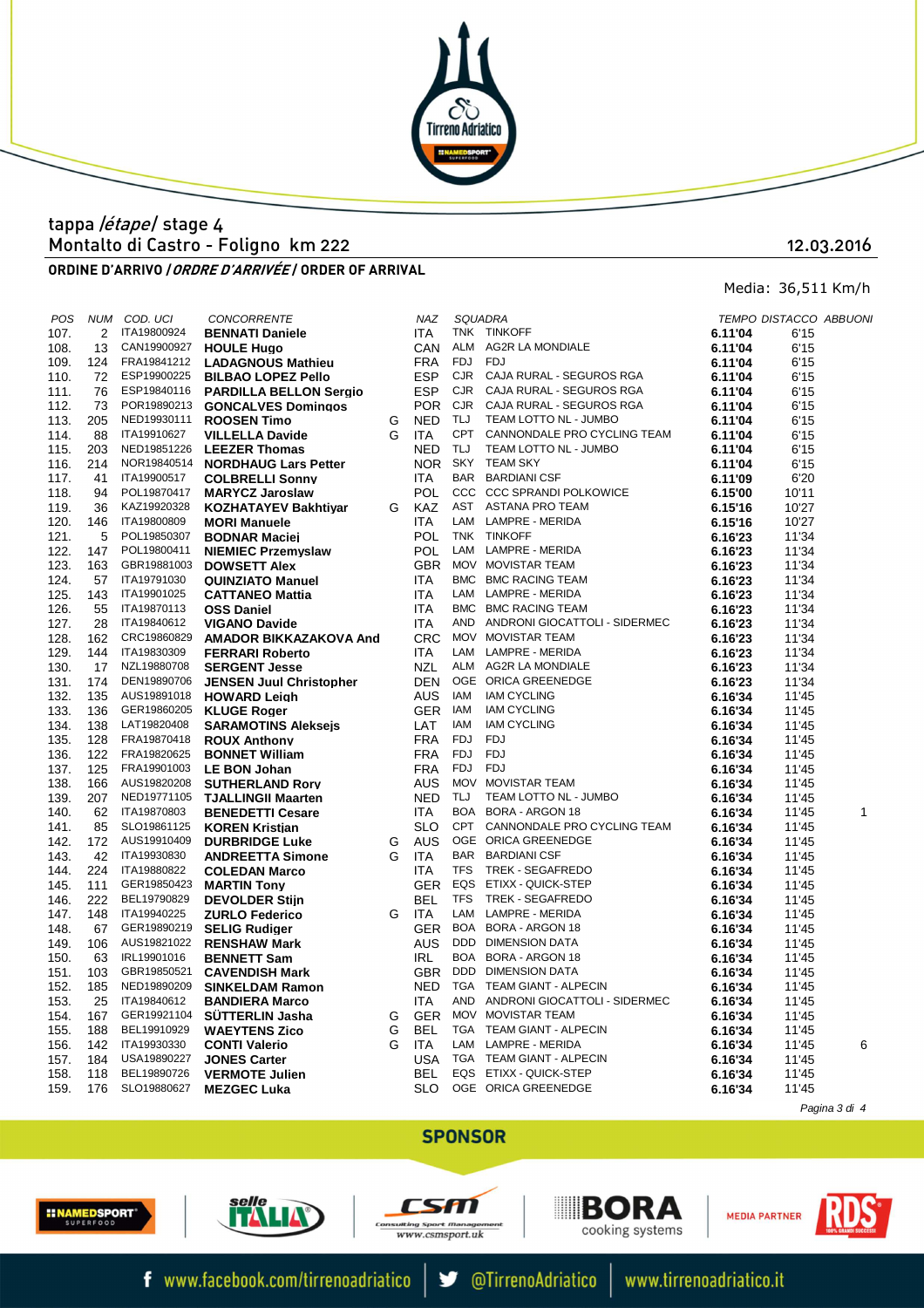tappa /*étape*/ stage 4

Montalto di Castro - Foligno km 222

12.03.2016

**ORDINE D'ARRIVO /*ORDRE D'ARRIVÉE*/ ORDER OF ARRIVAL**

Media: 36,511 Km/h

| POS | NUM | COD. UCI | CONCORRENTE | | NAZ | SQUADRA | | TEMPO | DISTACCO | ABBUONI |
|---|---|---|---|---|---|---|---|---|---|---|
| 107. | 2 | ITA19800924 | **BENNATI Daniele** | | ITA | TNK | TINKOFF | **6.11'04** | 6'15 | |
| 108. | 13 | CAN19900927 | **HOULE Hugo** | | CAN | ALM | AG2R LA MONDIALE | **6.11'04** | 6'15 | |
| 109. | 124 | FRA19841212 | **LADAGNOUS Mathieu** | | FRA | FDJ | FDJ | **6.11'04** | 6'15 | |
| 110. | 72 | ESP19900225 | **BILBAO LOPEZ Pello** | | ESP | CJR | CAJA RURAL - SEGUROS RGA | **6.11'04** | 6'15 | |
| 111. | 76 | ESP19840116 | **PARDILLA BELLON Sergio** | | ESP | CJR | CAJA RURAL - SEGUROS RGA | **6.11'04** | 6'15 | |
| 112. | 73 | POR19890213 | **GONCALVES Domingos** | | POR | CJR | CAJA RURAL - SEGUROS RGA | **6.11'04** | 6'15 | |
| 113. | 205 | NED19930111 | **ROOSEN Timo** | G | NED | TLJ | TEAM LOTTO NL - JUMBO | **6.11'04** | 6'15 | |
| 114. | 88 | ITA19910627 | **VILLELLA Davide** | G | ITA | CPT | CANNONDALE PRO CYCLING TEAM | **6.11'04** | 6'15 | |
| 115. | 203 | NED19851226 | **LEEZER Thomas** | | NED | TLJ | TEAM LOTTO NL - JUMBO | **6.11'04** | 6'15 | |
| 116. | 214 | NOR19840514 | **NORDHAUG Lars Petter** | | NOR | SKY | TEAM SKY | **6.11'04** | 6'15 | |
| 117. | 41 | ITA19900517 | **COLBRELLI Sonny** | | ITA | BAR | BARDIANI CSF | **6.11'09** | 6'20 | |
| 118. | 94 | POL19870417 | **MARYCZ Jaroslaw** | | POL | CCC | CCC SPRANDI POLKOWICE | **6.15'00** | 10'11 | |
| 119. | 36 | KAZ19920328 | **KOZHATAYEV Bakhtiyar** | G | KAZ | AST | ASTANA PRO TEAM | **6.15'16** | 10'27 | |
| 120. | 146 | ITA19800809 | **MORI Manuele** | | ITA | LAM | LAMPRE - MERIDA | **6.15'16** | 10'27 | |
| 121. | 5 | POL19850307 | **BODNAR Maciej** | | POL | TNK | TINKOFF | **6.16'23** | 11'34 | |
| 122. | 147 | POL19800411 | **NIEMIEC Przemyslaw** | | POL | LAM | LAMPRE - MERIDA | **6.16'23** | 11'34 | |
| 123. | 163 | GBR19881003 | **DOWSETT Alex** | | GBR | MOV | MOVISTAR TEAM | **6.16'23** | 11'34 | |
| 124. | 57 | ITA19791030 | **QUINZIATO Manuel** | | ITA | BMC | BMC RACING TEAM | **6.16'23** | 11'34 | |
| 125. | 143 | ITA19901025 | **CATTANEO Mattia** | | ITA | LAM | LAMPRE - MERIDA | **6.16'23** | 11'34 | |
| 126. | 55 | ITA19870113 | **OSS Daniel** | | ITA | BMC | BMC RACING TEAM | **6.16'23** | 11'34 | |
| 127. | 28 | ITA19840612 | **VIGANO Davide** | | ITA | AND | ANDRONI GIOCATTOLI - SIDERMEC | **6.16'23** | 11'34 | |
| 128. | 162 | CRC19860829 | **AMADOR BIKKAZAKOVA And** | | CRC | MOV | MOVISTAR TEAM | **6.16'23** | 11'34 | |
| 129. | 144 | ITA19830309 | **FERRARI Roberto** | | ITA | LAM | LAMPRE - MERIDA | **6.16'23** | 11'34 | |
| 130. | 17 | NZL19880708 | **SERGENT Jesse** | | NZL | ALM | AG2R LA MONDIALE | **6.16'23** | 11'34 | |
| 131. | 174 | DEN19890706 | **JENSEN Juul Christopher** | | DEN | OGE | ORICA GREENEDGE | **6.16'23** | 11'34 | |
| 132. | 135 | AUS19891018 | **HOWARD Leigh** | | AUS | IAM | IAM CYCLING | **6.16'34** | 11'45 | |
| 133. | 136 | GER19860205 | **KLUGE Roger** | | GER | IAM | IAM CYCLING | **6.16'34** | 11'45 | |
| 134. | 138 | LAT19820408 | **SARAMOTINS Aleksejs** | | LAT | IAM | IAM CYCLING | **6.16'34** | 11'45 | |
| 135. | 128 | FRA19870418 | **ROUX Anthony** | | FRA | FDJ | FDJ | **6.16'34** | 11'45 | |
| 136. | 122 | FRA19820625 | **BONNET William** | | FRA | FDJ | FDJ | **6.16'34** | 11'45 | |
| 137. | 125 | FRA19901003 | **LE BON Johan** | | FRA | FDJ | FDJ | **6.16'34** | 11'45 | |
| 138. | 166 | AUS19820208 | **SUTHERLAND Rory** | | AUS | MOV | MOVISTAR TEAM | **6.16'34** | 11'45 | |
| 139. | 207 | NED19771105 | **TJALLINGII Maarten** | | NED | TLJ | TEAM LOTTO NL - JUMBO | **6.16'34** | 11'45 | |
| 140. | 62 | ITA19870803 | **BENEDETTI Cesare** | | ITA | BOA | BORA - ARGON 18 | **6.16'34** | 11'45 | 1 |
| 141. | 85 | SLO19861125 | **KOREN Kristjan** | | SLO | CPT | CANNONDALE PRO CYCLING TEAM | **6.16'34** | 11'45 | |
| 142. | 172 | AUS19910409 | **DURBRIDGE Luke** | G | AUS | OGE | ORICA GREENEDGE | **6.16'34** | 11'45 | |
| 143. | 42 | ITA19930830 | **ANDREETTA Simone** | G | ITA | BAR | BARDIANI CSF | **6.16'34** | 11'45 | |
| 144. | 224 | ITA19880822 | **COLEDAN Marco** | | ITA | TFS | TREK - SEGAFREDO | **6.16'34** | 11'45 | |
| 145. | 111 | GER19850423 | **MARTIN Tony** | | GER | EQS | ETIXX - QUICK-STEP | **6.16'34** | 11'45 | |
| 146. | 222 | BEL19790829 | **DEVOLDER Stijn** | | BEL | TFS | TREK - SEGAFREDO | **6.16'34** | 11'45 | |
| 147. | 148 | ITA19940225 | **ZURLO Federico** | G | ITA | LAM | LAMPRE - MERIDA | **6.16'34** | 11'45 | |
| 148. | 67 | GER19890219 | **SELIG Rudiger** | | GER | BOA | BORA - ARGON 18 | **6.16'34** | 11'45 | |
| 149. | 106 | AUS19821022 | **RENSHAW Mark** | | AUS | DDD | DIMENSION DATA | **6.16'34** | 11'45 | |
| 150. | 63 | IRL19901016 | **BENNETT Sam** | | IRL | BOA | BORA - ARGON 18 | **6.16'34** | 11'45 | |
| 151. | 103 | GBR19850521 | **CAVENDISH Mark** | | GBR | DDD | DIMENSION DATA | **6.16'34** | 11'45 | |
| 152. | 185 | NED19890209 | **SINKELDAM Ramon** | | NED | TGA | TEAM GIANT - ALPECIN | **6.16'34** | 11'45 | |
| 153. | 25 | ITA19840612 | **BANDIERA Marco** | | ITA | AND | ANDRONI GIOCATTOLI - SIDERMEC | **6.16'34** | 11'45 | |
| 154. | 167 | GER19921104 | **SÜTTERLIN Jasha** | G | GER | MOV | MOVISTAR TEAM | **6.16'34** | 11'45 | |
| 155. | 188 | BEL19910929 | **WAEYTENS Zico** | G | BEL | TGA | TEAM GIANT - ALPECIN | **6.16'34** | 11'45 | |
| 156. | 142 | ITA19930330 | **CONTI Valerio** | G | ITA | LAM | LAMPRE - MERIDA | **6.16'34** | 11'45 | 6 |
| 157. | 184 | USA19890227 | **JONES Carter** | | USA | TGA | TEAM GIANT - ALPECIN | **6.16'34** | 11'45 | |
| 158. | 118 | BEL19890726 | **VERMOTE Julien** | | BEL | EQS | ETIXX - QUICK-STEP | **6.16'34** | 11'45 | |
| 159. | 176 | SLO19880627 | **MEZGEC Luka** | | SLO | OGE | ORICA GREENEDGE | **6.16'34** | 11'45 | |

**SPONSOR**

MEDIA PARTNER

www.facebook.com/tirrenoadriatico | @TirrenoAdriatico | www.tirrenoadriatico.it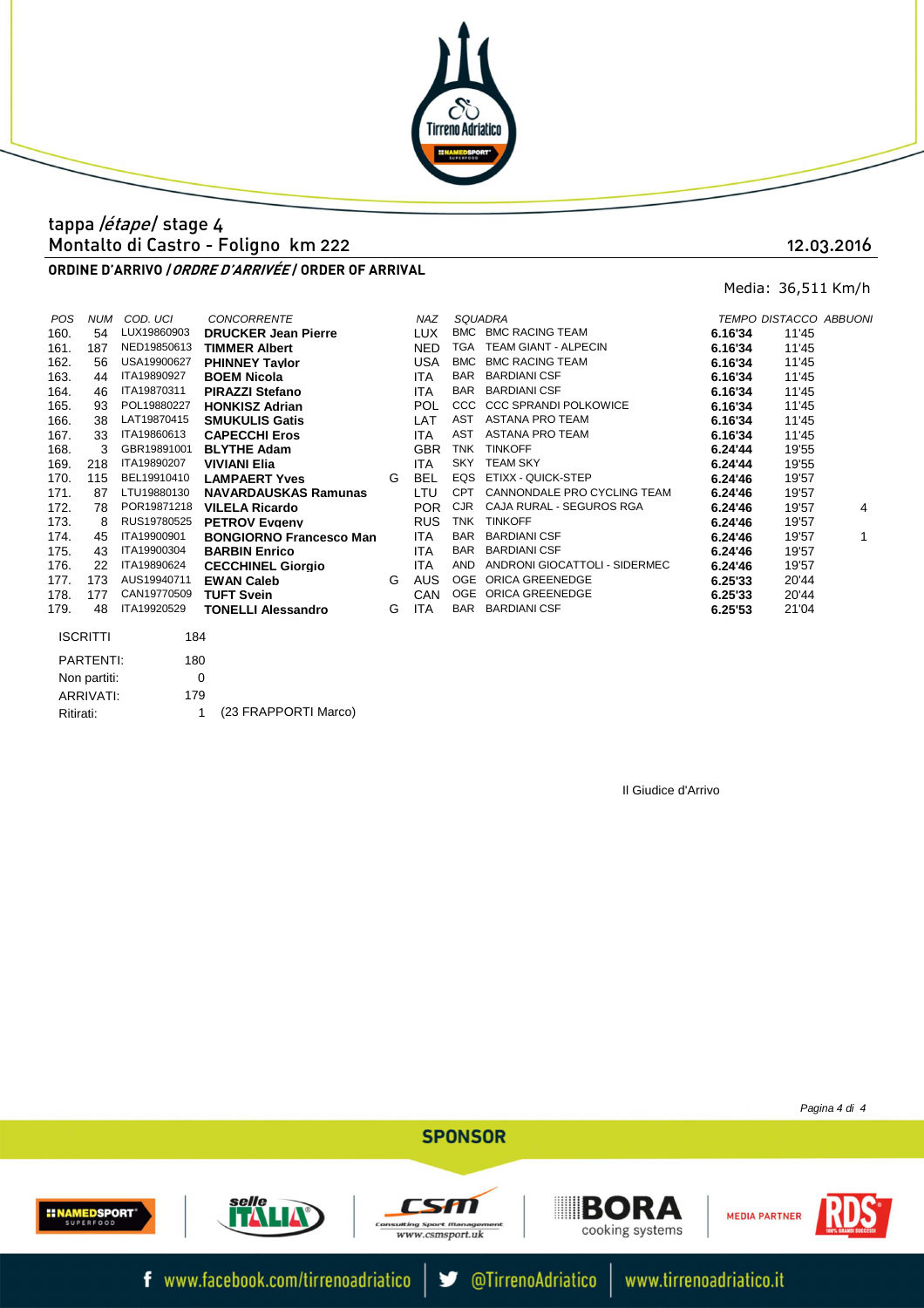tappa */étape/* stage 4

Montalto di Castro - Foligno km 222

12.03.2016

**ORDINE D'ARRIVO / *ORDRE D'ARRIVÉE* / ORDER OF ARRIVAL**

Media: 36,511 Km/h

| POS | NUM | COD. UCI | CONCORRENTE | | NAZ | SQUADRA | | TEMPO | DISTACCO | ABBUONI |
|---|---|---|---|---|---|---|---|---|---|---|
| 160. | 54 | LUX19860903 | **DRUCKER Jean Pierre** | | LUX | BMC | BMC RACING TEAM | **6.16'34** | 11'45 | |
| 161. | 187 | NED19850613 | **TIMMER Albert** | | NED | TGA | TEAM GIANT - ALPECIN | **6.16'34** | 11'45 | |
| 162. | 56 | USA19900627 | **PHINNEY Taylor** | | USA | BMC | BMC RACING TEAM | **6.16'34** | 11'45 | |
| 163. | 44 | ITA19890927 | **BOEM Nicola** | | ITA | BAR | BARDIANI CSF | **6.16'34** | 11'45 | |
| 164. | 46 | ITA19870311 | **PIRAZZI Stefano** | | ITA | BAR | BARDIANI CSF | **6.16'34** | 11'45 | |
| 165. | 93 | POL19880227 | **HONKISZ Adrian** | | POL | CCC | CCC SPRANDI POLKOWICE | **6.16'34** | 11'45 | |
| 166. | 38 | LAT19870415 | **SMUKULIS Gatis** | | LAT | AST | ASTANA PRO TEAM | **6.16'34** | 11'45 | |
| 167. | 33 | ITA19860613 | **CAPECCHI Eros** | | ITA | AST | ASTANA PRO TEAM | **6.16'34** | 11'45 | |
| 168. | 3 | GBR19891001 | **BLYTHE Adam** | | GBR | TNK | TINKOFF | **6.24'44** | 19'55 | |
| 169. | 218 | ITA19890207 | **VIVIANI Elia** | | ITA | SKY | TEAM SKY | **6.24'44** | 19'55 | |
| 170. | 115 | BEL19910410 | **LAMPAERT Yves** | G | BEL | EQS | ETIXX - QUICK-STEP | **6.24'46** | 19'57 | |
| 171. | 87 | LTU19880130 | **NAVARDAUSKAS Ramunas** | | LTU | CPT | CANNONDALE PRO CYCLING TEAM | **6.24'46** | 19'57 | |
| 172. | 78 | POR19871218 | **VILELA Ricardo** | | POR | CJR | CAJA RURAL - SEGUROS RGA | **6.24'46** | 19'57 | 4 |
| 173. | 8 | RUS19780525 | **PETROV Evgeny** | | RUS | TNK | TINKOFF | **6.24'46** | 19'57 | |
| 174. | 45 | ITA19900901 | **BONGIORNO Francesco Man** | | ITA | BAR | BARDIANI CSF | **6.24'46** | 19'57 | 1 |
| 175. | 43 | ITA19900304 | **BARBIN Enrico** | | ITA | BAR | BARDIANI CSF | **6.24'46** | 19'57 | |
| 176. | 22 | ITA19890624 | **CECCHINEL Giorgio** | | ITA | AND | ANDRONI GIOCATTOLI - SIDERMEC | **6.24'46** | 19'57 | |
| 177. | 173 | AUS19940711 | **EWAN Caleb** | G | AUS | OGE | ORICA GREENEDGE | **6.25'33** | 20'44 | |
| 178. | 177 | CAN19770509 | **TUFT Svein** | | CAN | OGE | ORICA GREENEDGE | **6.25'33** | 20'44 | |
| 179. | 48 | ITA19920529 | **TONELLI Alessandro** | G | ITA | BAR | BARDIANI CSF | **6.25'53** | 21'04 | |

| | | |
|---|---|---|
| ISCRITTI | 184 | |
| PARTENTI: | 180 | |
| Non partiti: | 0 | |
| ARRIVATI: | 179 | |
| Ritirati: | 1 | (23 FRAPPORTI Marco) |

Il Giudice d'Arrivo

**SPONSOR**

NAMEDSPORT SUPERFOOD · selle ITALIA · csm Consulting Sport Management www.csmsport.uk · BORA cooking systems · MEDIA PARTNER RDS 100% GRANDI SUCCESSI

www.facebook.com/tirrenoadriatico | @TirrenoAdriatico | www.tirrenoadriatico.it